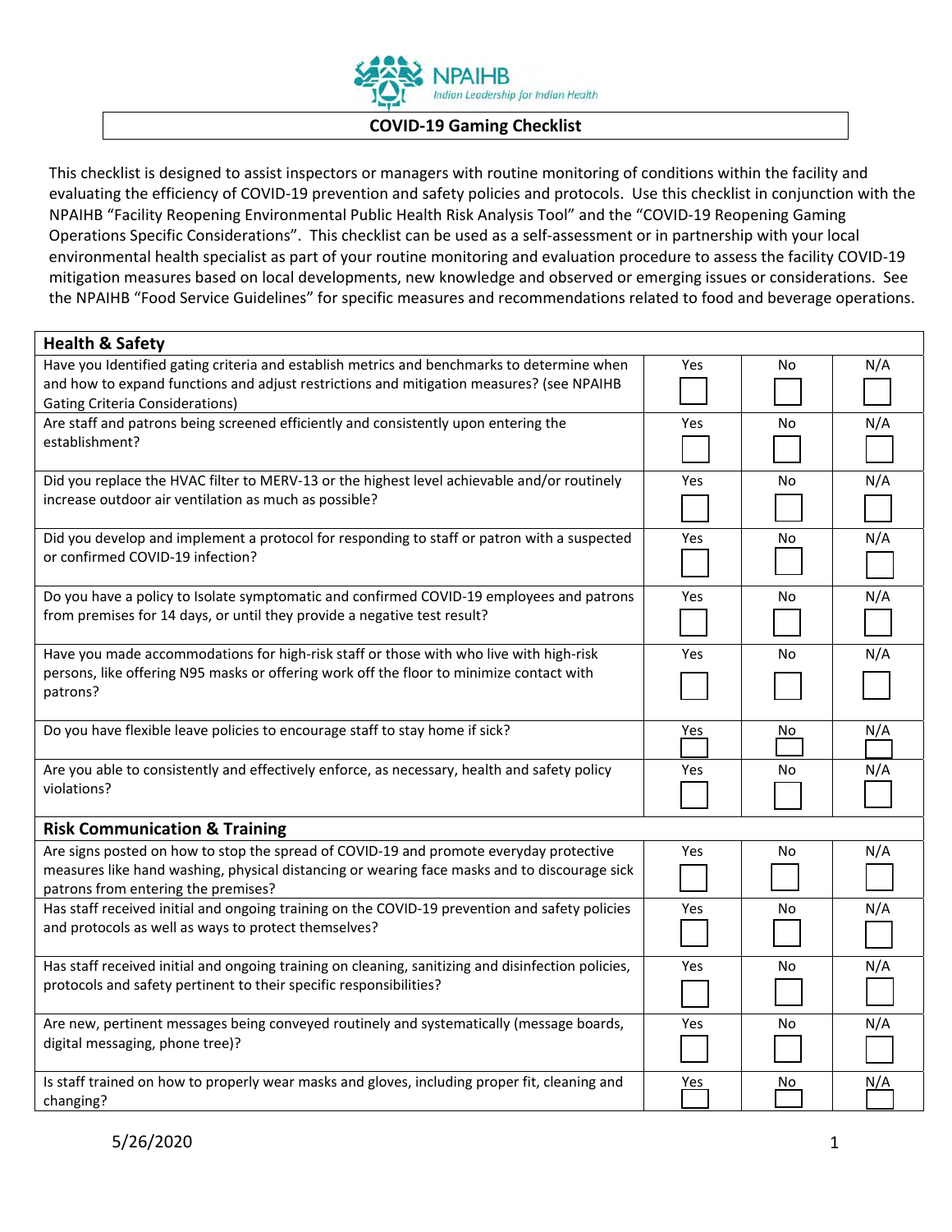NPAIHB

*Indian Leadership for Indian Health*

# COVID-19 Gaming Checklist

This checklist is designed to assist inspectors or managers with routine monitoring of conditions within the facility and evaluating the efficiency of COVID-19 prevention and safety policies and protocols. Use this checklist in conjunction with the NPAIHB "Facility Reopening Environmental Public Health Risk Analysis Tool" and the "COVID-19 Reopening Gaming Operations Specific Considerations". This checklist can be used as a self-assessment or in partnership with your local environmental health specialist as part of your routine monitoring and evaluation procedure to assess the facility COVID-19 mitigation measures based on local developments, new knowledge and observed or emerging issues or considerations. See the NPAIHB "Food Service Guidelines" for specific measures and recommendations related to food and beverage operations.

| **Health & Safety** | | | |
|---|---|---|---|
| Have you Identified gating criteria and establish metrics and benchmarks to determine when and how to expand functions and adjust restrictions and mitigation measures? (see NPAIHB Gating Criteria Considerations) | Yes ☐ | No ☐ | N/A ☐ |
| Are staff and patrons being screened efficiently and consistently upon entering the establishment? | Yes ☐ | No ☐ | N/A ☐ |
| Did you replace the HVAC filter to MERV-13 or the highest level achievable and/or routinely increase outdoor air ventilation as much as possible? | Yes ☐ | No ☐ | N/A ☐ |
| Did you develop and implement a protocol for responding to staff or patron with a suspected or confirmed COVID-19 infection? | Yes ☐ | No ☐ | N/A ☐ |
| Do you have a policy to Isolate symptomatic and confirmed COVID-19 employees and patrons from premises for 14 days, or until they provide a negative test result? | Yes ☐ | No ☐ | N/A ☐ |
| Have you made accommodations for high-risk staff or those with who live with high-risk persons, like offering N95 masks or offering work off the floor to minimize contact with patrons? | Yes ☐ | No ☐ | N/A ☐ |
| Do you have flexible leave policies to encourage staff to stay home if sick? | Yes ☐ | No ☐ | N/A ☐ |
| Are you able to consistently and effectively enforce, as necessary, health and safety policy violations? | Yes ☐ | No ☐ | N/A ☐ |
| **Risk Communication & Training** | | | |
| Are signs posted on how to stop the spread of COVID-19 and promote everyday protective measures like hand washing, physical distancing or wearing face masks and to discourage sick patrons from entering the premises? | Yes ☐ | No ☐ | N/A ☐ |
| Has staff received initial and ongoing training on the COVID-19 prevention and safety policies and protocols as well as ways to protect themselves? | Yes ☐ | No ☐ | N/A ☐ |
| Has staff received initial and ongoing training on cleaning, sanitizing and disinfection policies, protocols and safety pertinent to their specific responsibilities? | Yes ☐ | No ☐ | N/A ☐ |
| Are new, pertinent messages being conveyed routinely and systematically (message boards, digital messaging, phone tree)? | Yes ☐ | No ☐ | N/A ☐ |
| Is staff trained on how to properly wear masks and gloves, including proper fit, cleaning and changing? | Yes ☐ | No ☐ | N/A ☐ |

5/26/2020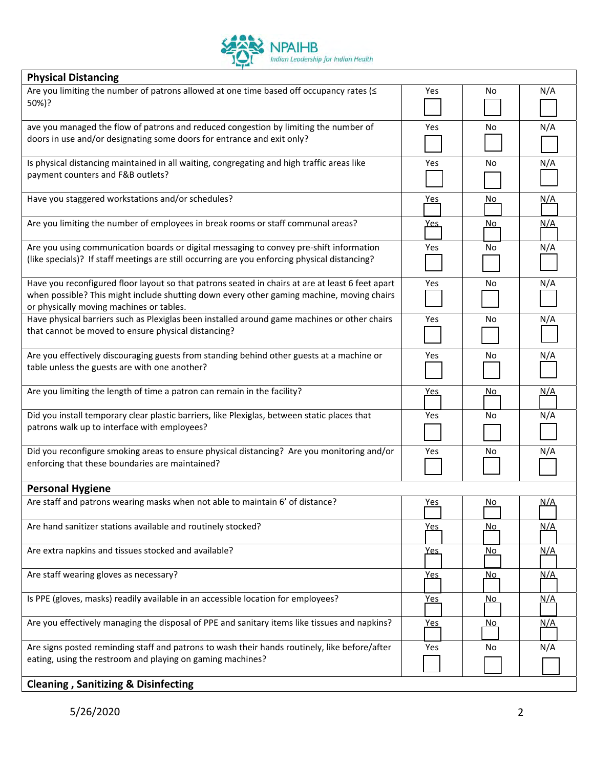| Physical Distancing | | | |
|---|---|---|---|
| Are you limiting the number of patrons allowed at one time based off occupancy rates (≤ 50%)? | Yes ☐ | No ☐ | N/A ☐ |
| ave you managed the flow of patrons and reduced congestion by limiting the number of doors in use and/or designating some doors for entrance and exit only? | Yes ☐ | No ☐ | N/A ☐ |
| Is physical distancing maintained in all waiting, congregating and high traffic areas like payment counters and F&B outlets? | Yes ☐ | No ☐ | N/A ☐ |
| Have you staggered workstations and/or schedules? | Yes ☐ | No ☐ | N/A ☐ |
| Are you limiting the number of employees in break rooms or staff communal areas? | Yes ☐ | No ☐ | N/A ☐ |
| Are you using communication boards or digital messaging to convey pre-shift information (like specials)? If staff meetings are still occurring are you enforcing physical distancing? | Yes ☐ | No ☐ | N/A ☐ |
| Have you reconfigured floor layout so that patrons seated in chairs at are at least 6 feet apart when possible? This might include shutting down every other gaming machine, moving chairs or physically moving machines or tables. | Yes ☐ | No ☐ | N/A ☐ |
| Have physical barriers such as Plexiglas been installed around game machines or other chairs that cannot be moved to ensure physical distancing? | Yes ☐ | No ☐ | N/A ☐ |
| Are you effectively discouraging guests from standing behind other guests at a machine or table unless the guests are with one another? | Yes ☐ | No ☐ | N/A ☐ |
| Are you limiting the length of time a patron can remain in the facility? | Yes ☐ | No ☐ | N/A ☐ |
| Did you install temporary clear plastic barriers, like Plexiglas, between static places that patrons walk up to interface with employees? | Yes ☐ | No ☐ | N/A ☐ |
| Did you reconfigure smoking areas to ensure physical distancing? Are you monitoring and/or enforcing that these boundaries are maintained? | Yes ☐ | No ☐ | N/A ☐ |
| **Personal Hygiene** | | | |
| Are staff and patrons wearing masks when not able to maintain 6' of distance? | Yes ☐ | No ☐ | N/A ☐ |
| Are hand sanitizer stations available and routinely stocked? | Yes ☐ | No ☐ | N/A ☐ |
| Are extra napkins and tissues stocked and available? | Yes ☐ | No ☐ | N/A ☐ |
| Are staff wearing gloves as necessary? | Yes ☐ | No ☐ | N/A ☐ |
| Is PPE (gloves, masks) readily available in an accessible location for employees? | Yes ☐ | No ☐ | N/A ☐ |
| Are you effectively managing the disposal of PPE and sanitary items like tissues and napkins? | Yes ☐ | No ☐ | N/A ☐ |
| Are signs posted reminding staff and patrons to wash their hands routinely, like before/after eating, using the restroom and playing on gaming machines? | Yes ☐ | No ☐ | N/A ☐ |
| **Cleaning , Sanitizing & Disinfecting** | | | |

5/26/2020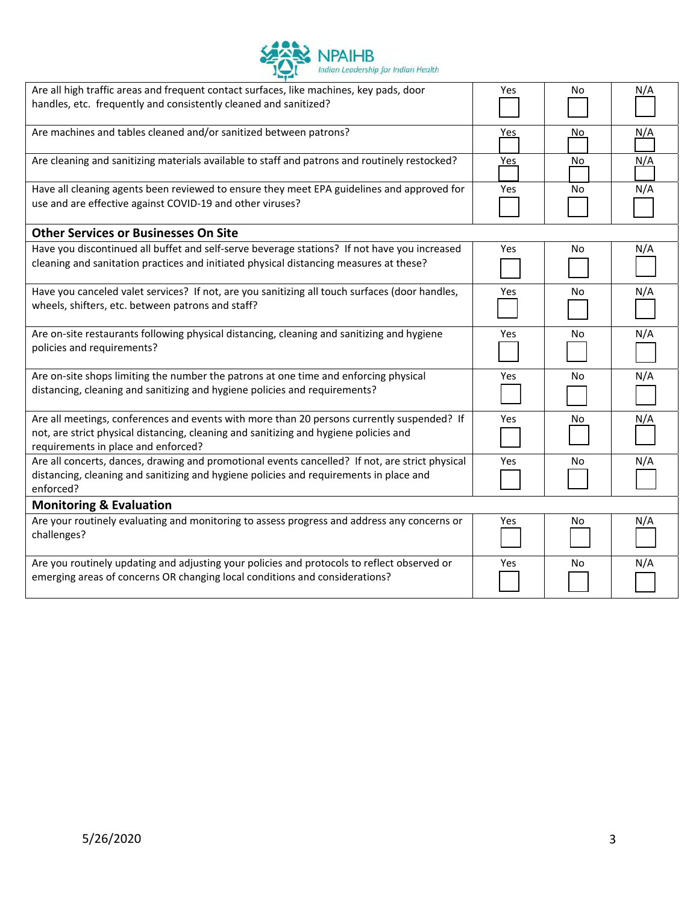| | | | |
|---|---|---|---|
| Are all high traffic areas and frequent contact surfaces, like machines, key pads, door handles, etc. frequently and consistently cleaned and sanitized? | Yes ☐ | No ☐ | N/A ☐ |
| Are machines and tables cleaned and/or sanitized between patrons? | Yes ☐ | No ☐ | N/A ☐ |
| Are cleaning and sanitizing materials available to staff and patrons and routinely restocked? | Yes ☐ | No ☐ | N/A ☐ |
| Have all cleaning agents been reviewed to ensure they meet EPA guidelines and approved for use and are effective against COVID-19 and other viruses? | Yes ☐ | No ☐ | N/A ☐ |
| **Other Services or Businesses On Site** | | | |
| Have you discontinued all buffet and self-serve beverage stations? If not have you increased cleaning and sanitation practices and initiated physical distancing measures at these? | Yes ☐ | No ☐ | N/A ☐ |
| Have you canceled valet services? If not, are you sanitizing all touch surfaces (door handles, wheels, shifters, etc. between patrons and staff? | Yes ☐ | No ☐ | N/A ☐ |
| Are on-site restaurants following physical distancing, cleaning and sanitizing and hygiene policies and requirements? | Yes ☐ | No ☐ | N/A ☐ |
| Are on-site shops limiting the number the patrons at one time and enforcing physical distancing, cleaning and sanitizing and hygiene policies and requirements? | Yes ☐ | No ☐ | N/A ☐ |
| Are all meetings, conferences and events with more than 20 persons currently suspended? If not, are strict physical distancing, cleaning and sanitizing and hygiene policies and requirements in place and enforced? | Yes ☐ | No ☐ | N/A ☐ |
| Are all concerts, dances, drawing and promotional events cancelled? If not, are strict physical distancing, cleaning and sanitizing and hygiene policies and requirements in place and enforced? | Yes ☐ | No ☐ | N/A ☐ |
| **Monitoring & Evaluation** | | | |
| Are your routinely evaluating and monitoring to assess progress and address any concerns or challenges? | Yes ☐ | No ☐ | N/A ☐ |
| Are you routinely updating and adjusting your policies and protocols to reflect observed or emerging areas of concerns OR changing local conditions and considerations? | Yes ☐ | No ☐ | N/A ☐ |

5/26/2020